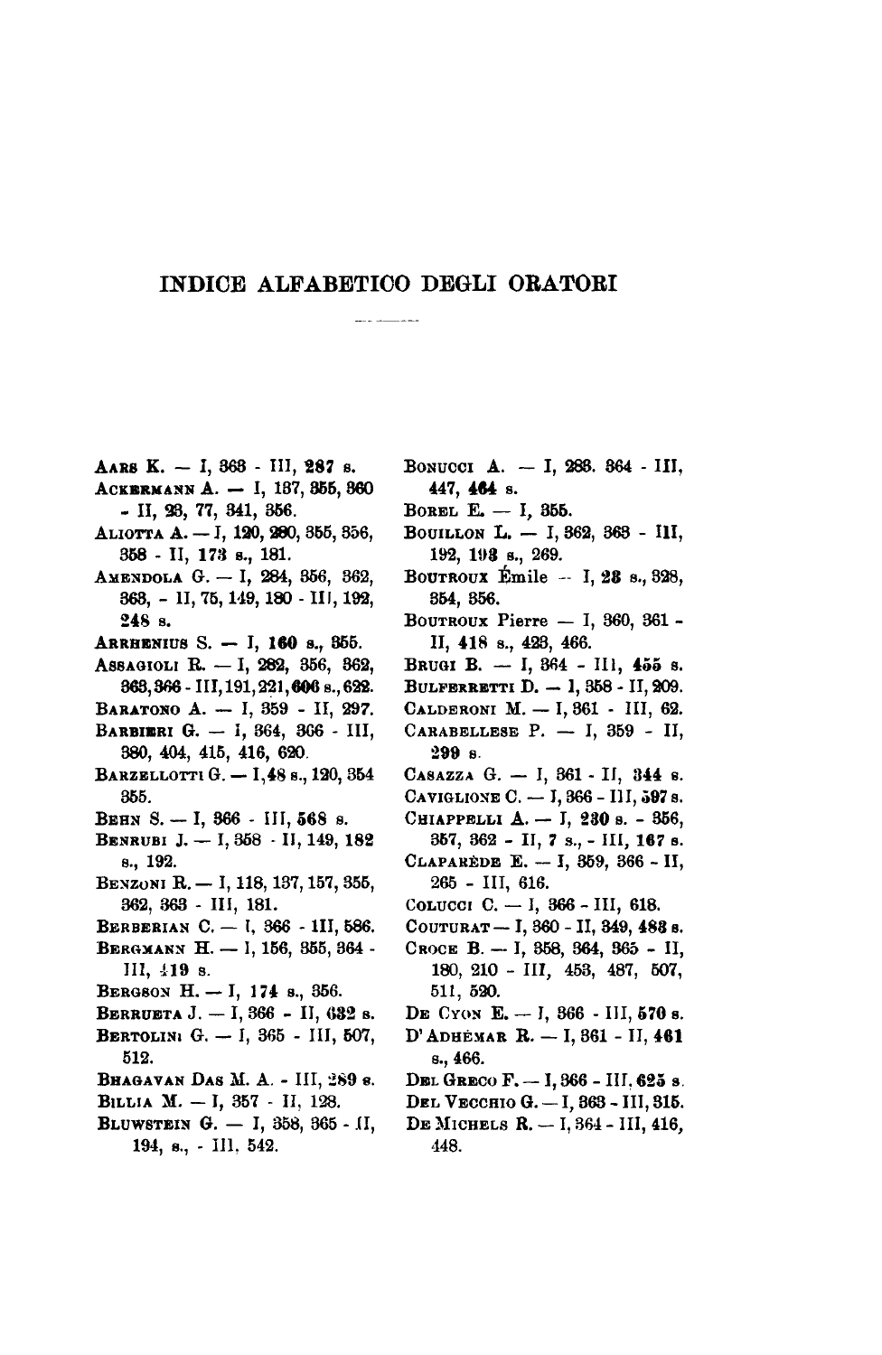# INDICE ALFABETICO DEGLI ORATORI

AARS K. — I, 363 - III, **287** s.

ACKERMANN A. — I, 137, 355, 360 - II, 23, 77, 341, 356.

ALIOTTA A. — I, 120, 280, 355, 356, 358 - II, **173** s., 181.

AMENDOLA G. — I, 284, 356, 362, 363, - II, 75, 149, 180 - III, 192, **248** s.

ARRHENIUS S. — I, **160** s., 355.

ASSAGIOLI R. — I, 282, 356, 362, 363, 366 - III, 191, 221, **606** s., 622.

BARATONO A. — I, 359 - II, 297.

BARBIERI G. — I, 364, 366 - III, 380, 404, 415, 416, 620.

BARZELLOTTI G. — I, **48** s., 120, 354 355.

BEHN S. — I, 366 - III, **568** s.

BENRUBI J. — I, 358 - II, 149, **182** s., 192.

BENZONI R. — I, 118, 137, 157, 355, 362, 363 - III, 181.

BERBERIAN C. — I, 366 - III, 586.

BERGMANN H. — I, 156, 355, 364 - III, **419** s.

BERGSON H. — I, **174** s., 356.

BERRUETA J. — I, 366 - II, **632** s.

BERTOLINI G. — I, 365 - III, 507, 512.

BHAGAVAN DAS M. A. - III, **289** s.

BILLIA M. — I, 357 - II, 128.

BLUWSTEIN G. — I, 358, 365 - II, **194**, s., - III, 542.

BONUCCI A. — I, 283, 364 - III, 447, **464** s.

BOREL E. — I, 355.

BOUILLON L. — I, 362, 363 - III, 192, **193** s., 269.

BOUTROUX Émile — I, **28** s., 328, 354, 356.

BOUTROUX Pierre — I, 360, 361 - II, **418** s., 423, 466.

BRUGI B. — I, 364 - III, **455** s.

BULFERRETTI D. — I, 358 - II, 209.

CALDERONI M. — I, 361 - III, 62.

CARABELLESE P. — I, 359 - II, **299** s.

CASAZZA G. — I, 361 - II, **344** s.

CAVIGLIONE C. — I, 366 - III, **597** s.

CHIAPPELLI A. — I, **230** s. - 356, 357, 362 - II, **7** s., - III, **167** s.

CLAPARÈDE E. — I, 359, 366 - II, 265 - III, 616.

COLUCCI C. — I, 366 - III, 618.

COUTURAT — I, 360 - II, 349, **488** s.

CROCE B. — I, 358, 364, 365 - II, 180, 210 - III, 453, 487, 507, 511, 520.

DE CYON E. — I, 366 - III, **570** s.

D'ADHÉMAR R. — I, 361 - II, **461** s., 466.

DEL GRECO F. — I, 366 - III, **625** s.

DEL VECCHIO G. — I, 363 - III, 315.

DE MICHELS R. — I, 364 - III, 416, 448.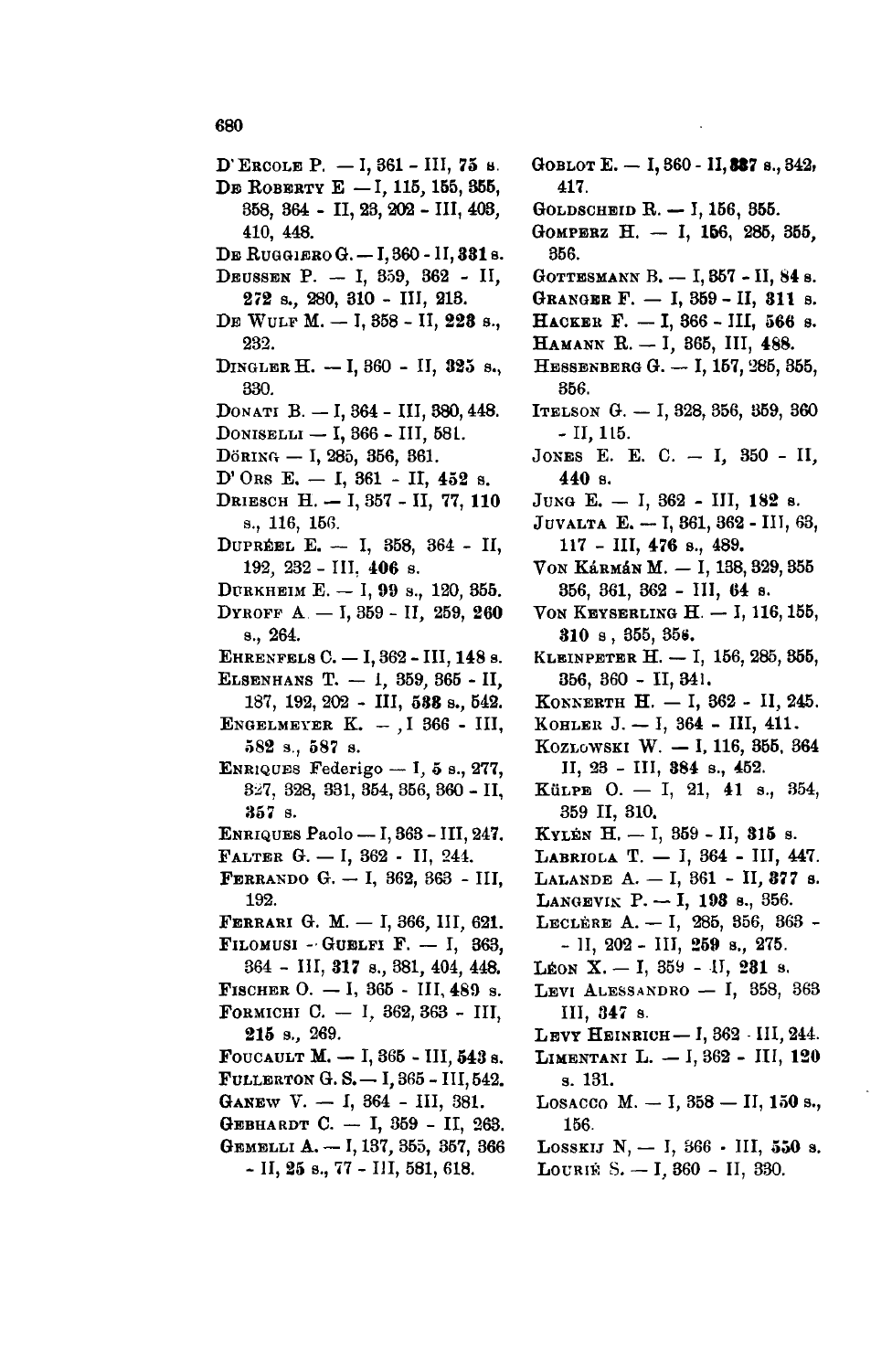D'Ercole P. — I, 361 - III, **75** s.

De Roberty E — I, 115, 155, 355, 358, 364 - II, 23, 202 - III, 403, 410, 448.

De Ruggiero G. — I, 360 - II, **331** s.

Deussen P. — I, 359, 362 - II, **272** s., 280, 310 - III, 213.

De Wulf M. — I, 358 - II, **223** s., 232.

Dingler H. — I, 360 - II, **325** s., 330.

Donati B. — I, 364 - III, 380, 448.

Doniselli — I, 366 - III, 581.

Döring — I, 285, 356, 361.

D' Ors E. — I, 361 - II, **452** s.

Driesch H. — I, 357 - II, 77, **110** s., 116, 156.

Dupréel E. — I, 358, 364 - II, 192, 232 - III, **406** s.

Durkheim E. — I, **99** s., 120, 355.

Dyroff A. — I, 359 - II, 259, **260** s., 264.

Ehrenfels C. — I, 362 - III, **148** s.

Elsenhans T. — I, 359, 365 - II, 187, 192, 202 - III, **538** s., 542.

Engelmeyer K. — , I 366 - III, **582** s., **587** s.

Enriques Federigo — I, **5** s., 277, 327, 328, 331, 354, 356, 360 - II, **357** s.

Enriques Paolo — I, 363 - III, 247.

Falter G. — I, 362 - II, 244.

Ferrando G. — I, 362, 363 - III, 192.

Ferrari G. M. — I, 366, III, 621.

Filomusi - Guelfi F. — I, 363, 364 - III, **317** s., 381, 404, 448.

Fischer O. — I, 365 - III, **489** s.

Formichi C. — I, 362, 363 - III, **215** s., 269.

Foucault M. — I, 365 - III, **543** s.

Fullerton G. S. — I, 365 - III, 542.

Ganew V. — I, 364 - III, 381.

Gebhardt C. — I, 359 - II, 263.

Gemelli A. — I, 137, 355, 357, 366 - II, **25** s., 77 - III, 581, 618.

Goblot E. — I, 360 - II, **337** s., 342, 417.

Goldscheid R. — I, 156, 355.

Gomperz H. — I, **156**, 285, 355, 356.

Gottesmann B. — I, 357 - II, **84** s.

Granger F. — I, 359 - II, **311** s.

Hacker F. — I, 366 - III, **566** s.

Hamann R. — I, 365, III, **488**.

Hessenberg G. — I, 157, 285, 355, 356.

Itelson G. — I, 328, 356, 359, 360 - II, 115.

Jones E. E. C. — I, 350 - II, **440** s.

Jung E. — I, 362 - III, **182** s.

Juvalta E. — I, 361, 362 - III, 63, 117 - III, **476** s., 489.

Von Kármán M. — I, 138, 329, 355 356, 361, 362 - III, **64** s.

Von Keyserling H. — I, 116, 155, **310** s, 355, 356.

Kleinpeter H. — I, 156, 285, 355, 356, 360 - II, 341.

Konnerth H. — I, 362 - II, 245.

Kohler J. — I, 364 - III, 411.

Kozlowski W. — I, 116, 355, 364 II, 23 - III, **384** s., 452.

Külpe O. — I, 21, **41** s., 354, 359 II, 310.

Kylén H. — I, 359 - II, **315** s.

Labriola T. — I, 364 - III, 447.

Lalande A. — I, 361 - II, **377** s.

Langevin P. — I, **193** s., 356.

Leclère A. — I, 285, 356, 363 - - II, 202 - III, **259** s., 275.

Léon X. — I, 359 - II, **281** s.

Levi Alessandro — I, 358, 363 III, **347** s.

Levy Heinrich — I, 362 - III, 244.

Limentani L. — I, 362 - III, **120** s. 131.

Losacco M. — I, 358 — II, **150** s., 156.

Losskij N, — I, 366 - III, **550** s.

Lourié S. — I, 360 - II, 330.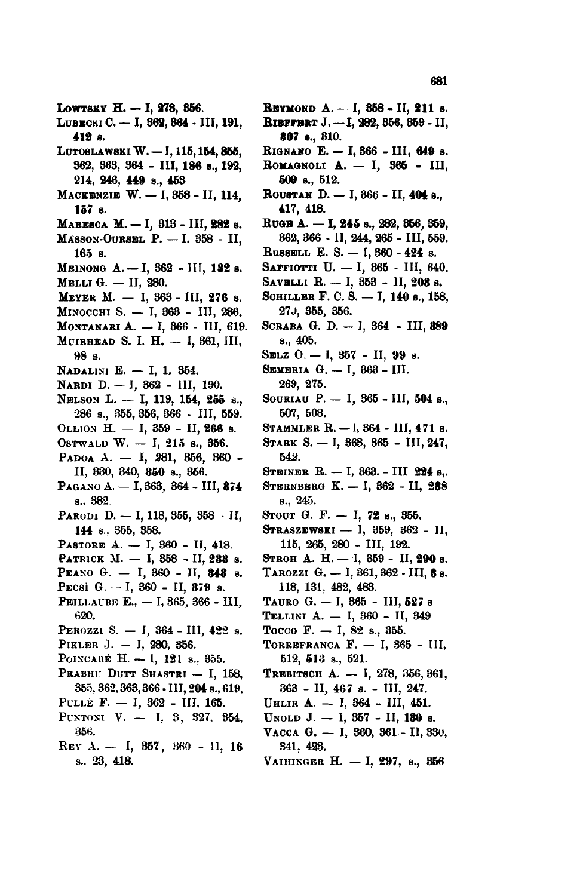Lowtsky H. — I, **278**, 356.

Lubecki C. — I, **362**, **364** - III, 191, **412** s.

Lutoslawski W. — I, 115, **154**, **355**, 362, 363, 364 - III, **186** s., 192, 214, 246, **449** s., **453**

Mackenzie W. — I, 358 - II, 114, **157** s.

Maresca M. — I, 318 - III, **282** s.

Masson-Oursel P. — I. 358 - II, 165 s.

Meinong A. — I, 362 - III, **182** s.

Melli G. — II, 280.

Meyer M. — I, 363 - III, 276 s.

Minocchi S. — I, 363 - III, 286.

Montanari A. — I, 366 - III, 619.

Muirhead S. I. H. — I, 361, III, 98 s.

Nadalini E. — I, 1. 354.

Nardi D. — I, 362 - III, 190.

Nelson L. — I, 119, 154, **255** s., 286 s., 355, 356, 366 - III, 559.

Ollion H. — I, 359 - II, **266** s.

Ostwald W. — I, 215 s., 356.

Padoa A. — I, 281, 356, 360 - II, 330, 340, **350** s., 356.

Pagano A. — I, 363, 364 - III, **374** s., 382.

Parodi D. — I, 118, 355, 358 - II, **144** s., 355, 358.

Pastore A. — I, 360 - II, 418.

Patrick M. — I, 358 - II, **233** s.

Peano G. — I, 360 - II, **348** s.

Pecsi G. — I, 360 - II, **379** s.

Peillaube E., — I, 365, 366 - III, 620.

Perozzi S. — I, 364 - III, **422** s.

Pikler J. — I, 280, 356.

Poincaré H. — I, **121** s., 355.

Prabhu Dutt Shastri — I, 158, 355, 362, 363, 366 - III, **204** s., 619.

Pullè F. — I, 362 - III. 165.

Puntoni V. — I, 3, 327. 354, 356.

Rey A. — I, 357, 360 - II, **16** s., 23, 418.

Reymond A. — I, 358 - II, **211** s.

Riepfert J. — I, **282**, 356, 359 - II, **307** s., 310.

Rignano E. — I, 366 - III, **649** s.

Romagnoli A. — I, 365 - III, **509** s., 512.

Roustan D. — I, 366 - II, **404** s., 417, 418.

Ruge A. — I, **245** s., 282, 356, 359, 362, 366 - II, 244, 265 - III, 559.

Russell E. S. — I, 360 - **424** s.

Saffiotti U. — I, 365 - III, 640.

Savelli R. — I, 358 - II, **208** s.

Schiller F. C. S. — I, **140** s., 158, 27J, 355, 356.

Scraba G. D. — I, 364 - III, **389** s., 405.

Selz O. — I, 357 - II, **99** s.

Semeria G. — I, 363 - III. 269, 275.

Souriau P. — I, 365 - III, **504** s., 507, 508.

Stammler R. — I, 364 - III, **471** s.

Stark S. — I, 363, 365 - III, 247, 542.

Steiner R. — I, 363. - III **224** s,.

Sternberg K. — I, 362 - II, **238** s., 245.

Stout G. F. — I, **72** s., 355.

Straszewski — I, 359, 362 - II, 115, 265, 280 - III, 192.

Stroh A. H. — I, 359 - II, **290** s.

Tarozzi G. — I, 361, 362 - III, **8** s. 118, 131, 482, 483.

Tauro G. — I, 365 - III, **527** s

Tellini A. — I, 360 - II, 349

Tocco F. — I, 82 s., 355.

Torrefranca F. — I, 365 - III, 512, **513** s., 521.

Trebitsch A. — I, 278, 356, 361, 363 - II, **467** s. - III, 247.

Uhlir A. — I, 364 - III, 451.

Unold J. — I, 357 - II, **180** s.

Vacca G. — I, 360, 361 - II, 330, 341, 423.

Vaihinger H. — I, **297**, s., 356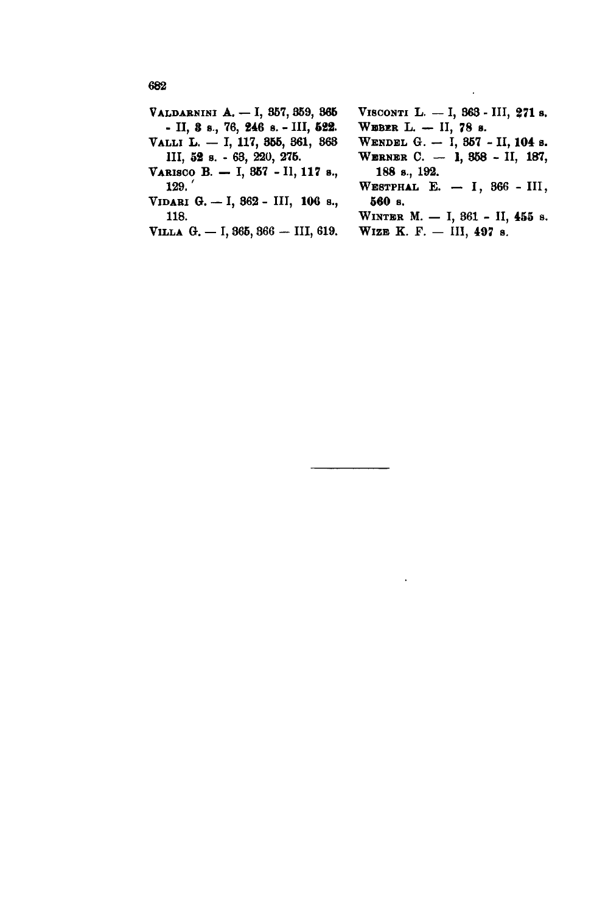VALDARNINI A. — I, 357, 359, 365 - II, **3** s., 76, **246** s. - III, **522**.

VALLI L. — I, 117, 355, 361, 363 III, **52** s. - 63, 220, 275.

VARISCO B. — I, 357 - II, **117** s., 129.

VIDARI G. — I, 362 - III, **106** s., 118.

VILLA G. — I, 365, 366 — III, 619.

VISCONTI L. — I, 363 - III, **271** s.

WEBER L. — II, **78** s.

WENDEL G. — I, 357 - II, **104** s.

WERNER C. — **1**, 358 - II, 187, **188** s., 192.

WESTPHAL E. — I, 366 - III, **560** s.

WINTER M. — I, 361 - II, **455** s.

WIZE K. F. — III, **497** s.